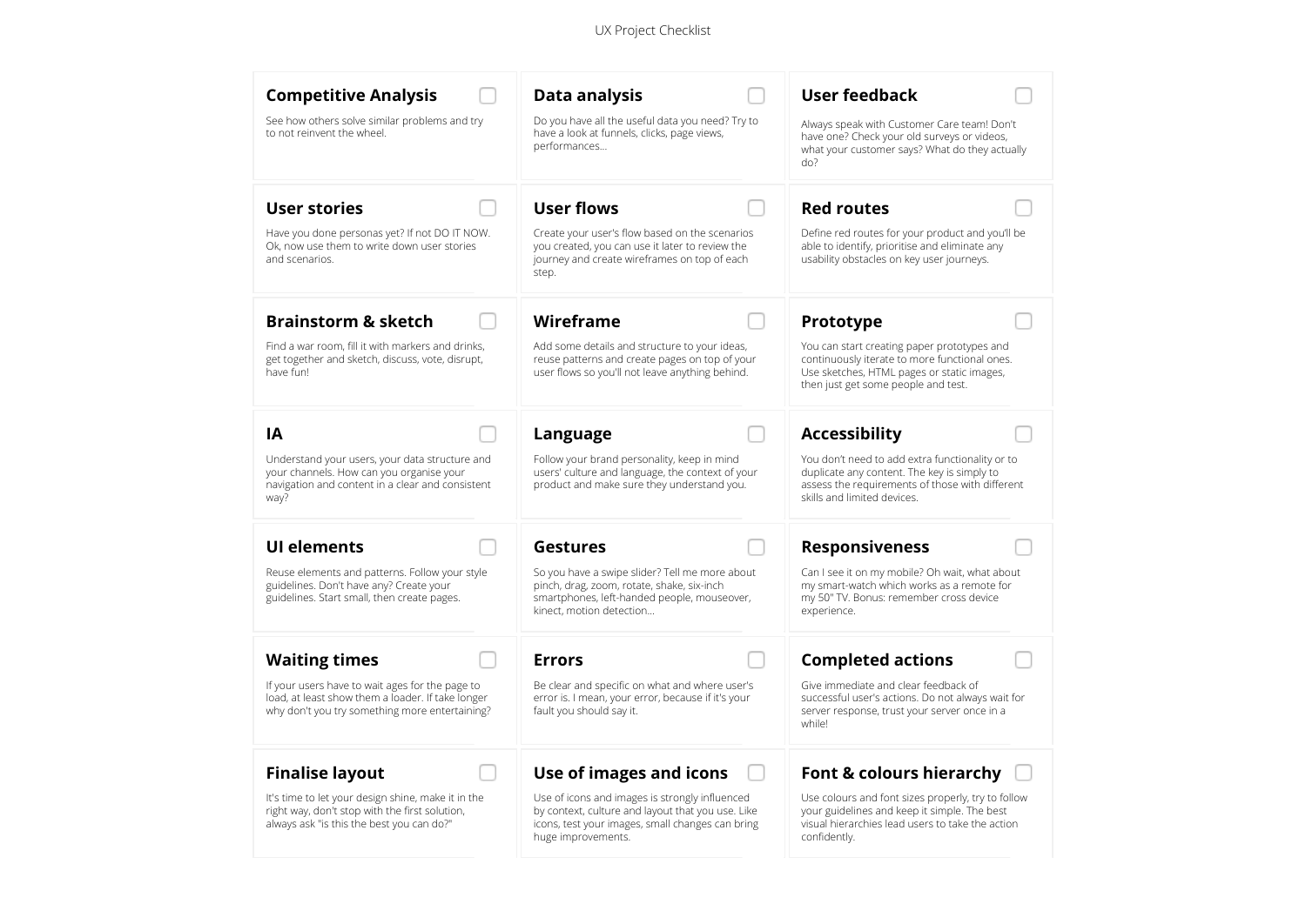UX Project Checklist

## Competitive Analysis

- [ ] See how others solve similar problems and try to not reinvent the wheel.

## Data analysis

- [ ] Do you have all the useful data you need? Try to have a look at funnels, clicks, page views, performances…

## User feedback

- [ ] Always speak with Customer Care team! Don't have one? Check your old surveys or videos, what your customer says? What do they actually do?

## User stories

- [ ] Have you done personas yet? If not DO IT NOW. Ok, now use them to write down user stories and scenarios.

## User flows

- [ ] Create your user's flow based on the scenarios you created, you can use it later to review the journey and create wireframes on top of each step.

## Red routes

- [ ] Define red routes for your product and you'll be able to identify, prioritise and eliminate any usability obstacles on key user journeys.

## Brainstorm & sketch

- [ ] Find a war room, fill it with markers and drinks, get together and sketch, discuss, vote, disrupt, have fun!

## Wireframe

- [ ] Add some details and structure to your ideas, reuse patterns and create pages on top of your user flows so you'll not leave anything behind.

## Prototype

- [ ] You can start creating paper prototypes and continuously iterate to more functional ones. Use sketches, HTML pages or static images, then just get some people and test.

## IA

- [ ] Understand your users, your data structure and your channels. How can you organise your navigation and content in a clear and consistent way?

## Language

- [ ] Follow your brand personality, keep in mind users' culture and language, the context of your product and make sure they understand you.

## Accessibility

- [ ] You don't need to add extra functionality or to duplicate any content. The key is simply to assess the requirements of those with different skills and limited devices.

## UI elements

- [ ] Reuse elements and patterns. Follow your style guidelines. Don't have any? Create your guidelines. Start small, then create pages.

## Gestures

- [ ] So you have a swipe slider? Tell me more about pinch, drag, zoom, rotate, shake, six-inch smartphones, left-handed people, mouseover, kinect, motion detection…

## Responsiveness

- [ ] Can I see it on my mobile? Oh wait, what about my smart-watch which works as a remote for my 50" TV. Bonus: remember cross device experience.

## Waiting times

- [ ] If your users have to wait ages for the page to load, at least show them a loader. If take longer why don't you try something more entertaining?

## Errors

- [ ] Be clear and specific on what and where user's error is. I mean, your error, because if it's your fault you should say it.

## Completed actions

- [ ] Give immediate and clear feedback of successful user's actions. Do not always wait for server response, trust your server once in a while!

## Finalise layout

- [ ] It's time to let your design shine, make it in the right way, don't stop with the first solution, always ask "is this the best you can do?"

## Use of images and icons

- [ ] Use of icons and images is strongly influenced by context, culture and layout that you use. Like icons, test your images, small changes can bring huge improvements.

## Font & colours hierarchy

- [ ] Use colours and font sizes properly, try to follow your guidelines and keep it simple. The best visual hierarchies lead users to take the action confidently.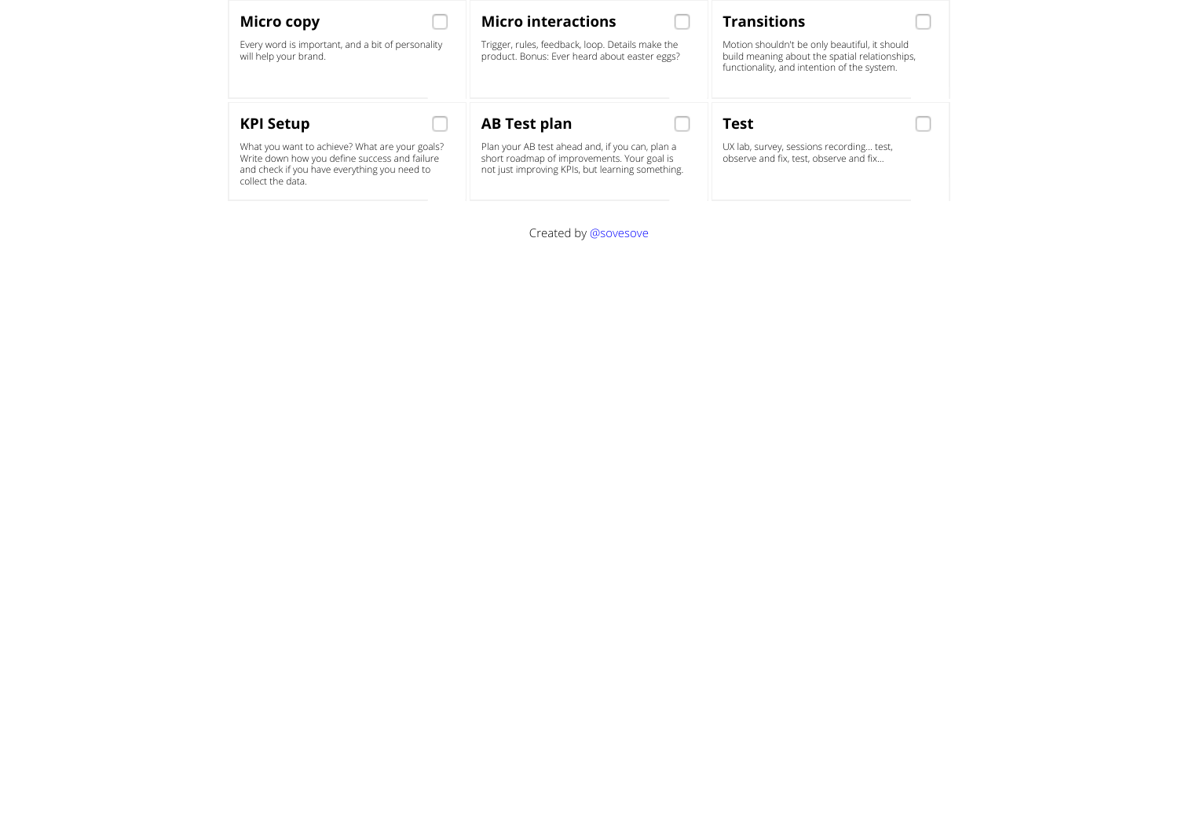### Micro copy

- [ ] 

Every word is important, and a bit of personality will help your brand.

### Micro interactions

- [ ] 

Trigger, rules, feedback, loop. Details make the product. Bonus: Ever heard about easter eggs?

### Transitions

- [ ] 

Motion shouldn't be only beautiful, it should build meaning about the spatial relationships, functionality, and intention of the system.

### KPI Setup

- [ ] 

What you want to achieve? What are your goals? Write down how you define success and failure and check if you have everything you need to collect the data.

### AB Test plan

- [ ] 

Plan your AB test ahead and, if you can, plan a short roadmap of improvements. Your goal is not just improving KPIs, but learning something.

### Test

- [ ] 

UX lab, survey, sessions recording... test, observe and fix, test, observe and fix...

Created by @sovesove